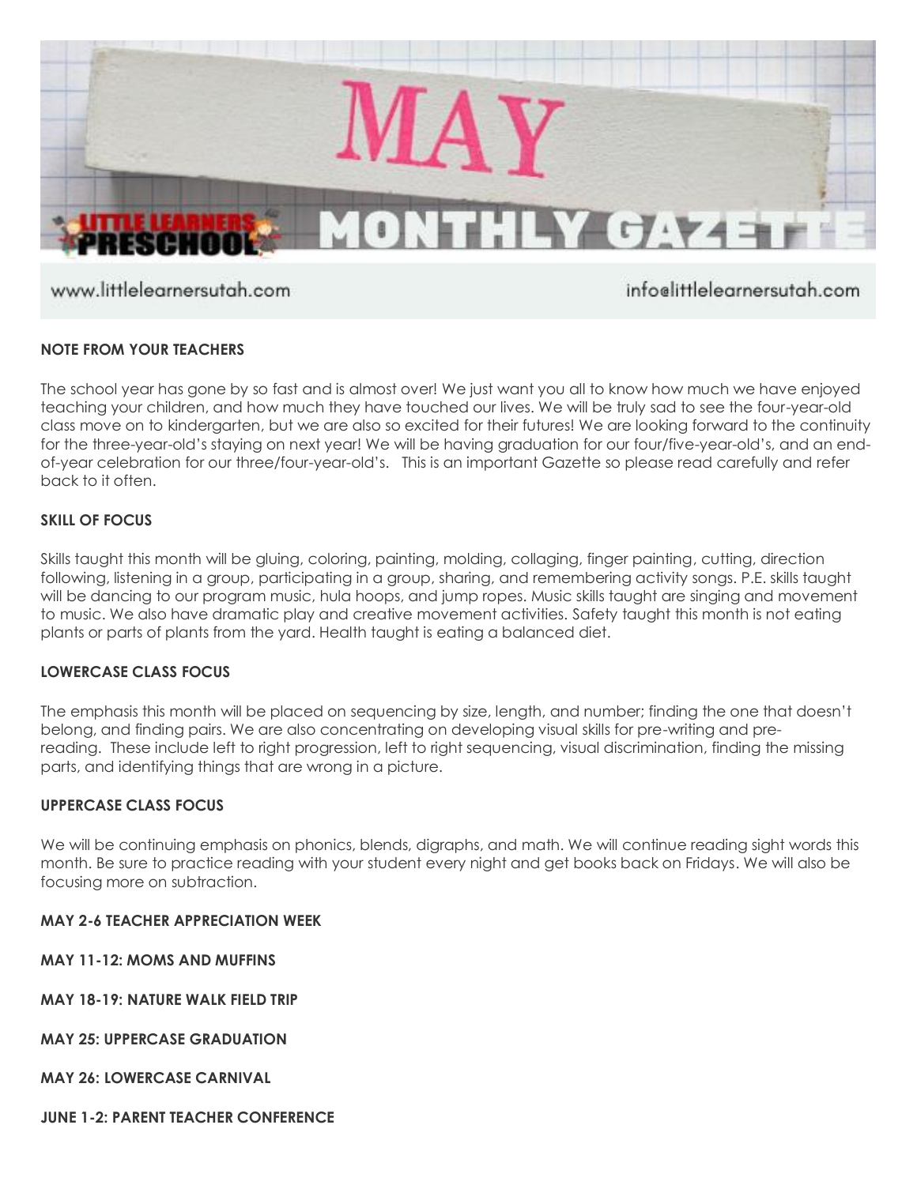# MAY MONTHLY GAZETTE

LITTLE LEARNERS PRESCHOOL

www.littlelearnersutah.com

info@littlelearnersutah.com

**NOTE FROM YOUR TEACHERS**

The school year has gone by so fast and is almost over! We just want you all to know how much we have enjoyed teaching your children, and how much they have touched our lives. We will be truly sad to see the four-year-old class move on to kindergarten, but we are also so excited for their futures! We are looking forward to the continuity for the three-year-old's staying on next year! We will be having graduation for our four/five-year-old's, and an end-of-year celebration for our three/four-year-old's. This is an important Gazette so please read carefully and refer back to it often.

**SKILL OF FOCUS**

Skills taught this month will be gluing, coloring, painting, molding, collaging, finger painting, cutting, direction following, listening in a group, participating in a group, sharing, and remembering activity songs. P.E. skills taught will be dancing to our program music, hula hoops, and jump ropes. Music skills taught are singing and movement to music. We also have dramatic play and creative movement activities. Safety taught this month is not eating plants or parts of plants from the yard. Health taught is eating a balanced diet.

**LOWERCASE CLASS FOCUS**

The emphasis this month will be placed on sequencing by size, length, and number; finding the one that doesn't belong, and finding pairs. We are also concentrating on developing visual skills for pre-writing and pre-reading. These include left to right progression, left to right sequencing, visual discrimination, finding the missing parts, and identifying things that are wrong in a picture.

**UPPERCASE CLASS FOCUS**

We will be continuing emphasis on phonics, blends, digraphs, and math. We will continue reading sight words this month. Be sure to practice reading with your student every night and get books back on Fridays. We will also be focusing more on subtraction.

**MAY 2-6 TEACHER APPRECIATION WEEK**

**MAY 11-12: MOMS AND MUFFINS**

**MAY 18-19: NATURE WALK FIELD TRIP**

**MAY 25: UPPERCASE GRADUATION**

**MAY 26: LOWERCASE CARNIVAL**

**JUNE 1-2: PARENT TEACHER CONFERENCE**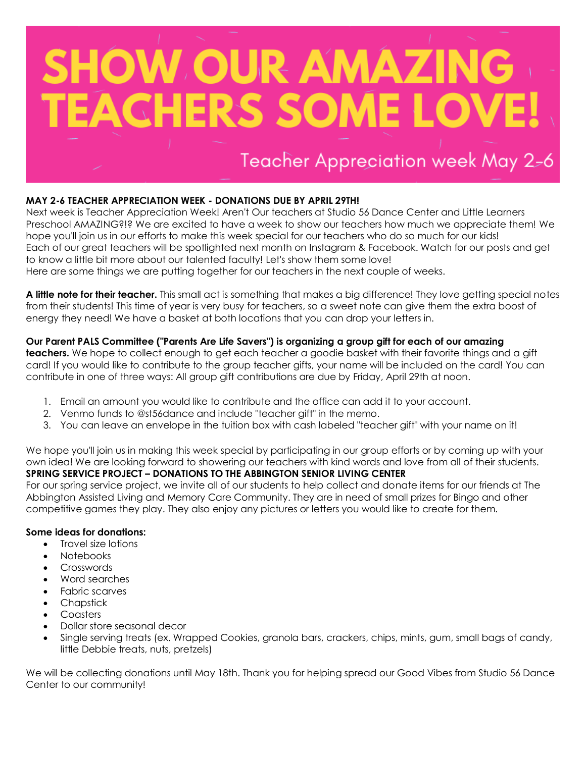# SHOW OUR AMAZING TEACHERS SOME LOVE!

Teacher Appreciation week May 2-6

**MAY 2-6 TEACHER APPRECIATION WEEK - DONATIONS DUE BY APRIL 29TH!**

Next week is Teacher Appreciation Week! Aren't Our teachers at Studio 56 Dance Center and Little Learners Preschool AMAZING?!? We are excited to have a week to show our teachers how much we appreciate them! We hope you'll join us in our efforts to make this week special for our teachers who do so much for our kids!
Each of our great teachers will be spotlighted next month on Instagram & Facebook. Watch for our posts and get to know a little bit more about our talented faculty! Let's show them some love!
Here are some things we are putting together for our teachers in the next couple of weeks.

**A little note for their teacher.** This small act is something that makes a big difference! They love getting special notes from their students! This time of year is very busy for teachers, so a sweet note can give them the extra boost of energy they need! We have a basket at both locations that you can drop your letters in.

**Our Parent PALS Committee ("Parents Are Life Savers") is organizing a group gift for each of our amazing teachers.** We hope to collect enough to get each teacher a goodie basket with their favorite things and a gift card! If you would like to contribute to the group teacher gifts, your name will be included on the card! You can contribute in one of three ways: All group gift contributions are due by Friday, April 29th at noon.

1. Email an amount you would like to contribute and the office can add it to your account.
2. Venmo funds to @st56dance and include "teacher gift" in the memo.
3. You can leave an envelope in the tuition box with cash labeled "teacher gift" with your name on it!

We hope you'll join us in making this week special by participating in our group efforts or by coming up with your own idea! We are looking forward to showering our teachers with kind words and love from all of their students.

**SPRING SERVICE PROJECT – DONATIONS TO THE ABBINGTON SENIOR LIVING CENTER**

For our spring service project, we invite all of our students to help collect and donate items for our friends at The Abbington Assisted Living and Memory Care Community. They are in need of small prizes for Bingo and other competitive games they play. They also enjoy any pictures or letters you would like to create for them.

**Some ideas for donations:**

- Travel size lotions
- Notebooks
- Crosswords
- Word searches
- Fabric scarves
- Chapstick
- Coasters
- Dollar store seasonal decor
- Single serving treats (ex. Wrapped Cookies, granola bars, crackers, chips, mints, gum, small bags of candy, little Debbie treats, nuts, pretzels)

We will be collecting donations until May 18th. Thank you for helping spread our Good Vibes from Studio 56 Dance Center to our community!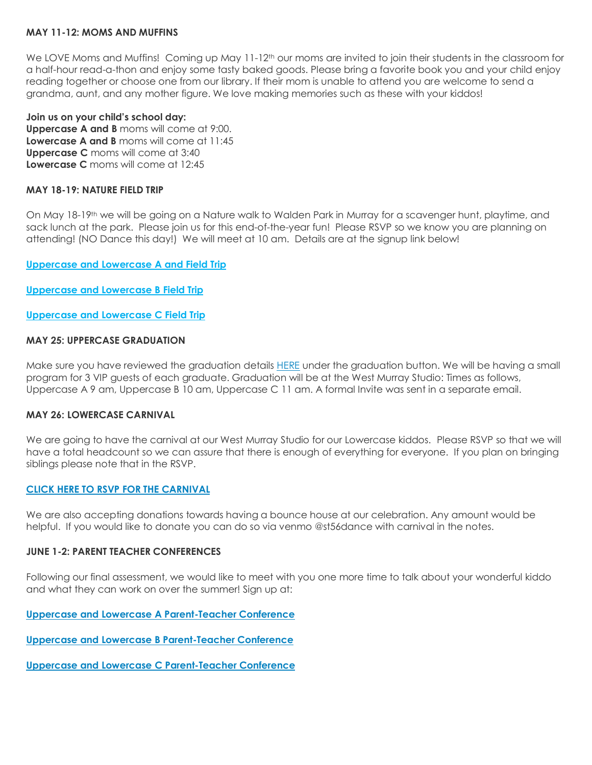### MAY 11-12: MOMS AND MUFFINS

We LOVE Moms and Muffins! Coming up May 11-12th our moms are invited to join their students in the classroom for a half-hour read-a-thon and enjoy some tasty baked goods. Please bring a favorite book you and your child enjoy reading together or choose one from our library. If their mom is unable to attend you are welcome to send a grandma, aunt, and any mother figure. We love making memories such as these with your kiddos!

**Join us on your child's school day:**
**Uppercase A and B** moms will come at 9:00.
**Lowercase A and B** moms will come at 11:45
**Uppercase C** moms will come at 3:40
**Lowercase C** moms will come at 12:45

### MAY 18-19: NATURE FIELD TRIP

On May 18-19th we will be going on a Nature walk to Walden Park in Murray for a scavenger hunt, playtime, and sack lunch at the park. Please join us for this end-of-the-year fun! Please RSVP so we know you are planning on attending! (NO Dance this day!) We will meet at 10 am. Details are at the signup link below!

**Uppercase and Lowercase A and Field Trip**

**Uppercase and Lowercase B Field Trip**

**Uppercase and Lowercase C Field Trip**

### MAY 25: UPPERCASE GRADUATION

Make sure you have reviewed the graduation details HERE under the graduation button. We will be having a small program for 3 VIP guests of each graduate. Graduation will be at the West Murray Studio: Times as follows, Uppercase A 9 am, Uppercase B 10 am, Uppercase C 11 am. A formal Invite was sent in a separate email.

### MAY 26: LOWERCASE CARNIVAL

We are going to have the carnival at our West Murray Studio for our Lowercase kiddos. Please RSVP so that we will have a total headcount so we can assure that there is enough of everything for everyone. If you plan on bringing siblings please note that in the RSVP.

**CLICK HERE TO RSVP FOR THE CARNIVAL**

We are also accepting donations towards having a bounce house at our celebration. Any amount would be helpful. If you would like to donate you can do so via venmo @st56dance with carnival in the notes.

### JUNE 1-2: PARENT TEACHER CONFERENCES

Following our final assessment, we would like to meet with you one more time to talk about your wonderful kiddo and what they can work on over the summer! Sign up at:

**Uppercase and Lowercase A Parent-Teacher Conference**

**Uppercase and Lowercase B Parent-Teacher Conference**

**Uppercase and Lowercase C Parent-Teacher Conference**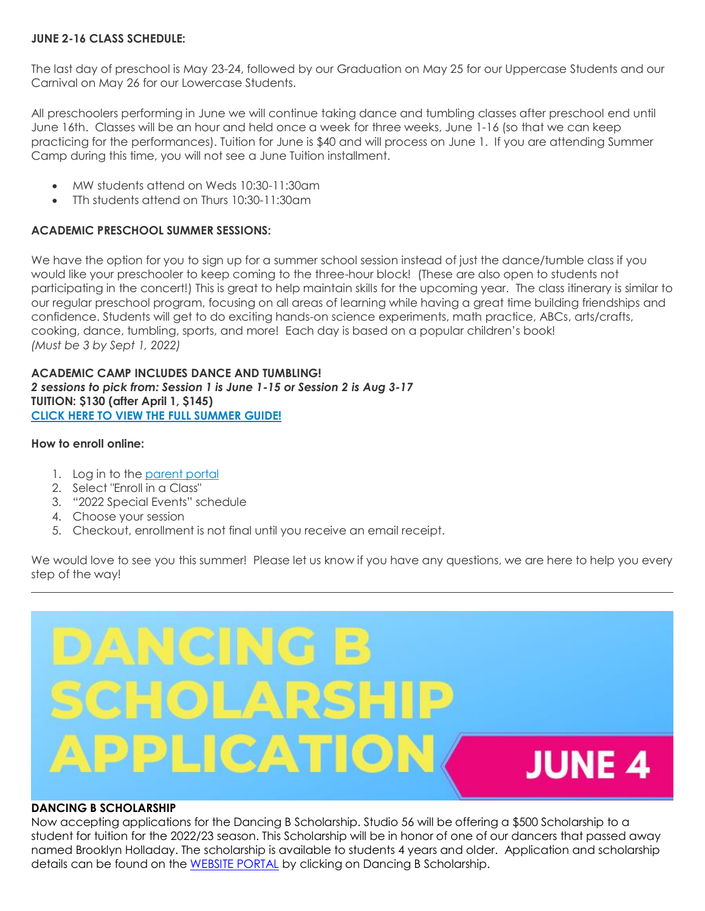**JUNE 2-16 CLASS SCHEDULE:**

The last day of preschool is May 23-24, followed by our Graduation on May 25 for our Uppercase Students and our Carnival on May 26 for our Lowercase Students.

All preschoolers performing in June we will continue taking dance and tumbling classes after preschool end until June 16th. Classes will be an hour and held once a week for three weeks, June 1-16 (so that we can keep practicing for the performances). Tuition for June is $40 and will process on June 1. If you are attending Summer Camp during this time, you will not see a June Tuition installment.

- MW students attend on Weds 10:30-11:30am
- TTh students attend on Thurs 10:30-11:30am

**ACADEMIC PRESCHOOL SUMMER SESSIONS:**

We have the option for you to sign up for a summer school session instead of just the dance/tumble class if you would like your preschooler to keep coming to the three-hour block! (These are also open to students not participating in the concert!) This is great to help maintain skills for the upcoming year. The class itinerary is similar to our regular preschool program, focusing on all areas of learning while having a great time building friendships and confidence. Students will get to do exciting hands-on science experiments, math practice, ABCs, arts/crafts, cooking, dance, tumbling, sports, and more! Each day is based on a popular children's book!
*(Must be 3 by Sept 1, 2022)*

**ACADEMIC CAMP INCLUDES DANCE AND TUMBLING!**
***2 sessions to pick from: Session 1 is June 1-15 or Session 2 is Aug 3-17***
**TUITION: $130 (after April 1, $145)**
**CLICK HERE TO VIEW THE FULL SUMMER GUIDE!**

**How to enroll online:**

1. Log in to the parent portal
2. Select "Enroll in a Class"
3. "2022 Special Events" schedule
4. Choose your session
5. Checkout, enrollment is not final until you receive an email receipt.

We would love to see you this summer! Please let us know if you have any questions, we are here to help you every step of the way!

---

DANCING B SCHOLARSHIP APPLICATION JUNE 4

**DANCING B SCHOLARSHIP**
Now accepting applications for the Dancing B Scholarship. Studio 56 will be offering a $500 Scholarship to a student for tuition for the 2022/23 season. This Scholarship will be in honor of one of our dancers that passed away named Brooklyn Holladay. The scholarship is available to students 4 years and older. Application and scholarship details can be found on the WEBSITE PORTAL by clicking on Dancing B Scholarship.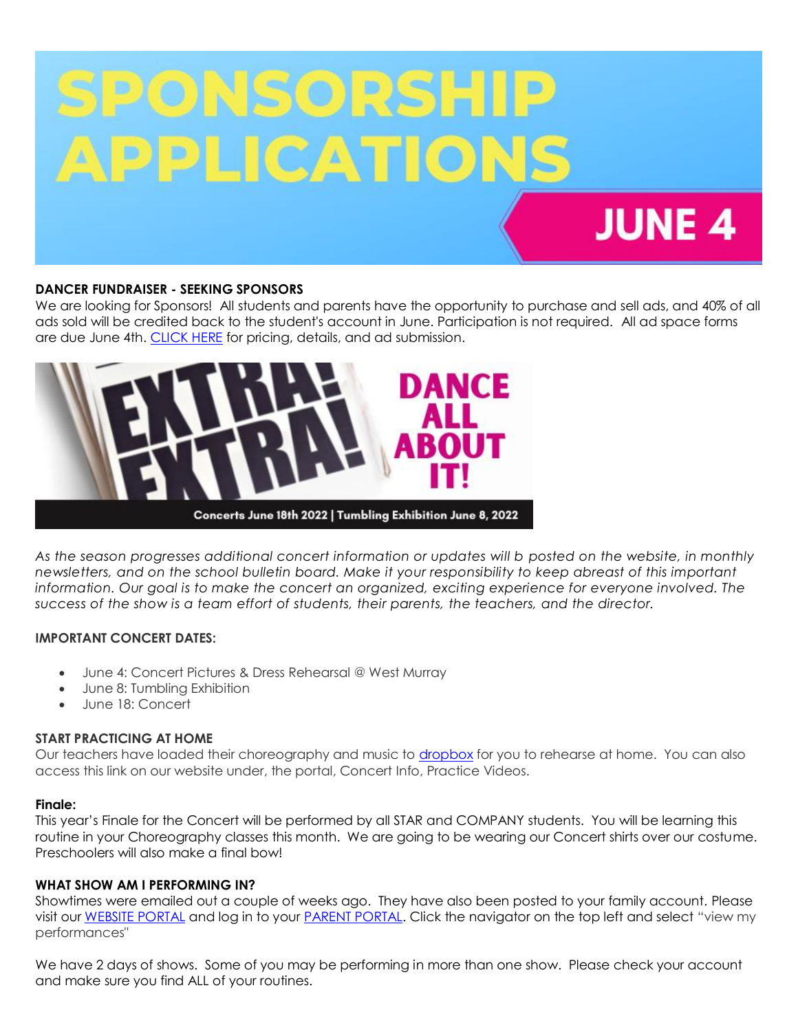# SPONSORSHIP APPLICATIONS

## JUNE 4

**DANCER FUNDRAISER - SEEKING SPONSORS**

We are looking for Sponsors! All students and parents have the opportunity to purchase and sell ads, and 40% of all ads sold will be credited back to the student's account in June. Participation is not required. All ad space forms are due June 4th. CLICK HERE for pricing, details, and ad submission.

EXTRA! EXTRA! DANCE ALL ABOUT IT!

Concerts June 18th 2022 | Tumbling Exhibition June 8, 2022

*As the season progresses additional concert information or updates will b posted on the website, in monthly newsletters, and on the school bulletin board. Make it your responsibility to keep abreast of this important information. Our goal is to make the concert an organized, exciting experience for everyone involved. The success of the show is a team effort of students, their parents, the teachers, and the director.*

**IMPORTANT CONCERT DATES:**

- June 4: Concert Pictures & Dress Rehearsal @ West Murray
- June 8: Tumbling Exhibition
- June 18: Concert

**START PRACTICING AT HOME**

Our teachers have loaded their choreography and music to dropbox for you to rehearse at home. You can also access this link on our website under, the portal, Concert Info, Practice Videos.

**Finale:**

This year's Finale for the Concert will be performed by all STAR and COMPANY students. You will be learning this routine in your Choreography classes this month. We are going to be wearing our Concert shirts over our costume. Preschoolers will also make a final bow!

**WHAT SHOW AM I PERFORMING IN?**

Showtimes were emailed out a couple of weeks ago. They have also been posted to your family account. Please visit our WEBSITE PORTAL and log in to your PARENT PORTAL. Click the navigator on the top left and select "view my performances"

We have 2 days of shows. Some of you may be performing in more than one show. Please check your account and make sure you find ALL of your routines.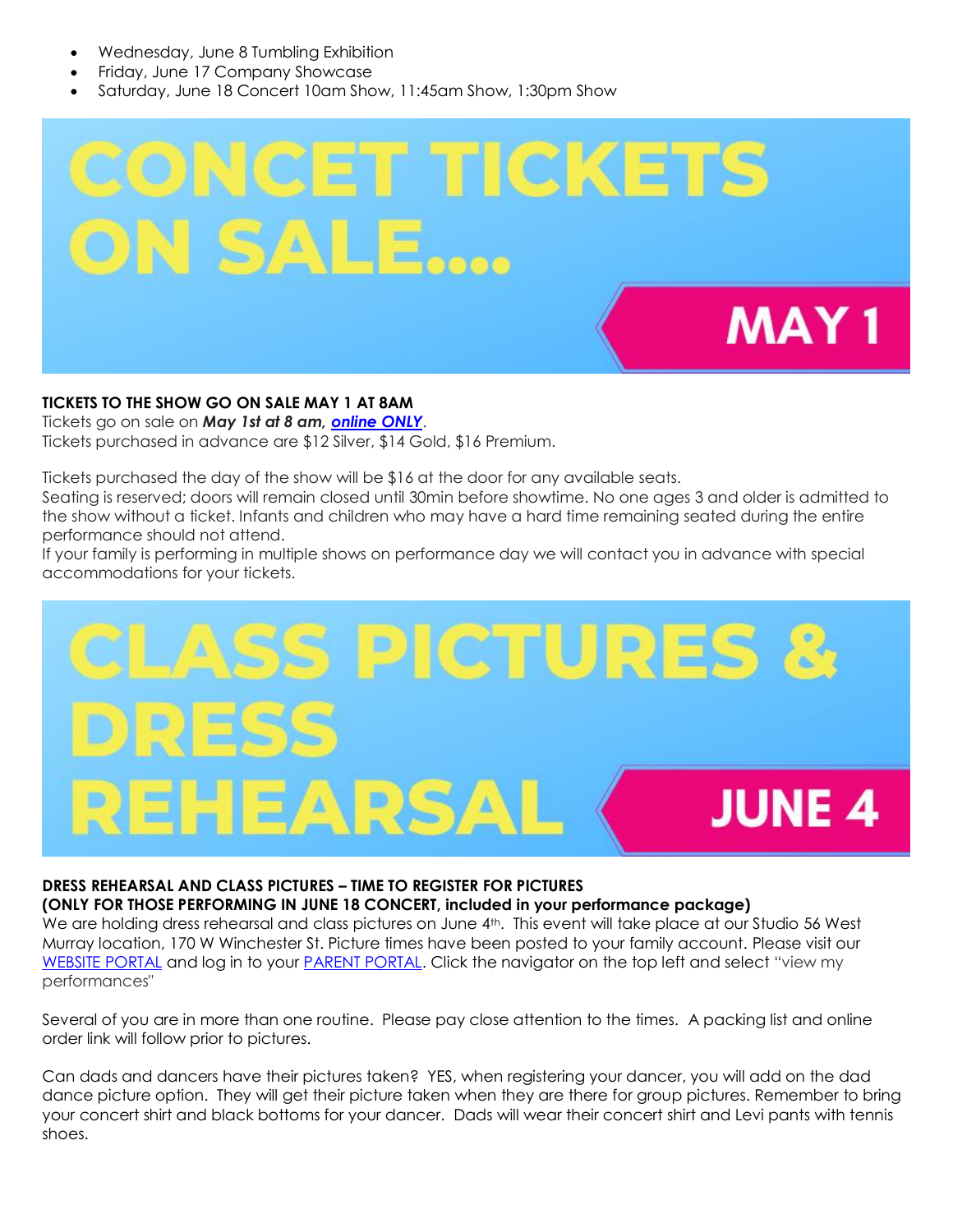- Wednesday, June 8 Tumbling Exhibition
- Friday, June 17 Company Showcase
- Saturday, June 18 Concert 10am Show, 11:45am Show, 1:30pm Show

# CONCET TICKETS ON SALE....

## MAY 1

**TICKETS TO THE SHOW GO ON SALE MAY 1 AT 8AM**
Tickets go on sale on ***May 1st at 8 am, online ONLY***.
Tickets purchased in advance are $12 Silver, $14 Gold, $16 Premium.

Tickets purchased the day of the show will be $16 at the door for any available seats.
Seating is reserved; doors will remain closed until 30min before showtime. No one ages 3 and older is admitted to the show without a ticket. Infants and children who may have a hard time remaining seated during the entire performance should not attend.
If your family is performing in multiple shows on performance day we will contact you in advance with special accommodations for your tickets.

# CLASS PICTURES & DRESS REHEARSAL

## JUNE 4

**DRESS REHEARSAL AND CLASS PICTURES – TIME TO REGISTER FOR PICTURES**
**(ONLY FOR THOSE PERFORMING IN JUNE 18 CONCERT, included in your performance package)**
We are holding dress rehearsal and class pictures on June 4th. This event will take place at our Studio 56 West Murray location, 170 W Winchester St. Picture times have been posted to your family account. Please visit our WEBSITE PORTAL and log in to your PARENT PORTAL. Click the navigator on the top left and select "view my performances"

Several of you are in more than one routine. Please pay close attention to the times. A packing list and online order link will follow prior to pictures.

Can dads and dancers have their pictures taken? YES, when registering your dancer, you will add on the dad dance picture option. They will get their picture taken when they are there for group pictures. Remember to bring your concert shirt and black bottoms for your dancer. Dads will wear their concert shirt and Levi pants with tennis shoes.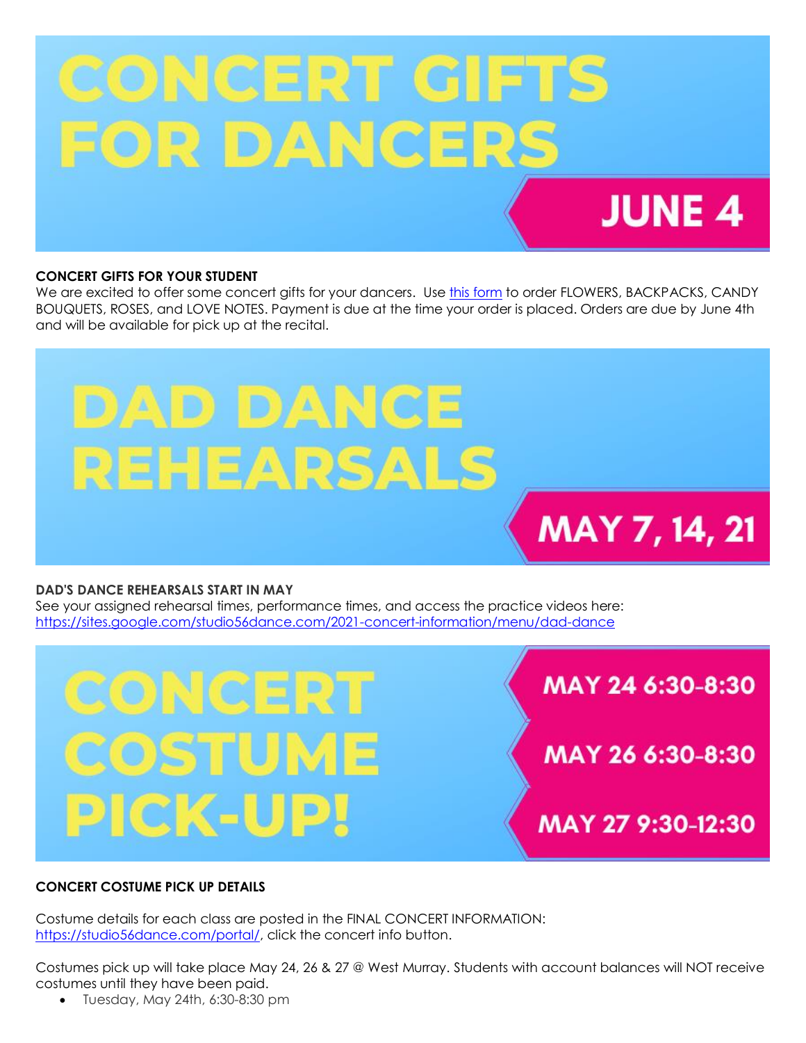# CONCERT GIFTS FOR DANCERS

## JUNE 4

**CONCERT GIFTS FOR YOUR STUDENT**

We are excited to offer some concert gifts for your dancers. Use [this form](#) to order FLOWERS, BACKPACKS, CANDY BOUQUETS, ROSES, and LOVE NOTES. Payment is due at the time your order is placed. Orders are due by June 4th and will be available for pick up at the recital.

# DAD DANCE REHEARSALS

## MAY 7, 14, 21

**DAD'S DANCE REHEARSALS START IN MAY**

See your assigned rehearsal times, performance times, and access the practice videos here: https://sites.google.com/studio56dance.com/2021-concert-information/menu/dad-dance

# CONCERT COSTUME PICK-UP!

MAY 24 6:30-8:30

MAY 26 6:30-8:30

MAY 27 9:30-12:30

**CONCERT COSTUME PICK UP DETAILS**

Costume details for each class are posted in the FINAL CONCERT INFORMATION: https://studio56dance.com/portal/, click the concert info button.

Costumes pick up will take place May 24, 26 & 27 @ West Murray. Students with account balances will NOT receive costumes until they have been paid.

- Tuesday, May 24th, 6:30-8:30 pm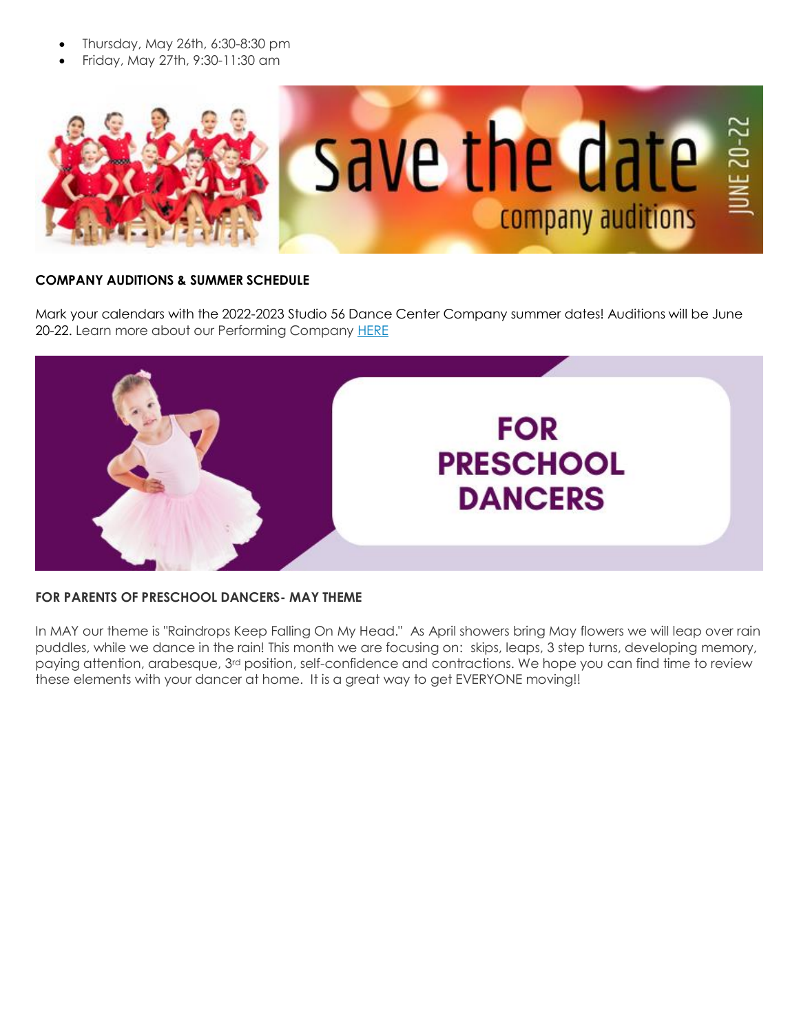- Thursday, May 26th, 6:30-8:30 pm
- Friday, May 27th, 9:30-11:30 am

**COMPANY AUDITIONS & SUMMER SCHEDULE**

Mark your calendars with the 2022-2023 Studio 56 Dance Center Company summer dates! Auditions will be June 20-22. Learn more about our Performing Company [HERE]

**FOR PARENTS OF PRESCHOOL DANCERS- MAY THEME**

In MAY our theme is "Raindrops Keep Falling On My Head." As April showers bring May flowers we will leap over rain puddles, while we dance in the rain! This month we are focusing on: skips, leaps, 3 step turns, developing memory, paying attention, arabesque, 3rd position, self-confidence and contractions. We hope you can find time to review these elements with your dancer at home. It is a great way to get EVERYONE moving!!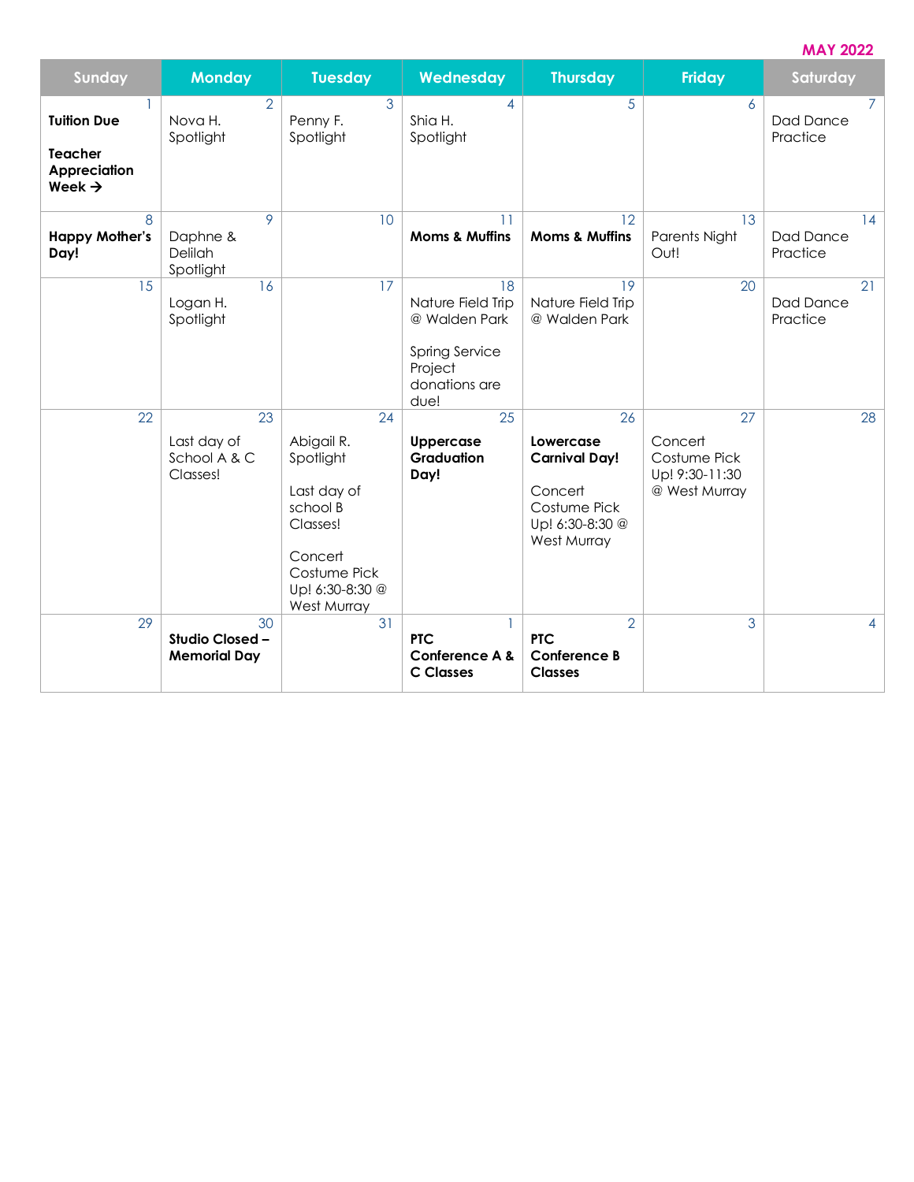**MAY 2022**

| Sunday | Monday | Tuesday | Wednesday | Thursday | Friday | Saturday |
|---|---|---|---|---|---|---|
| 1 **Tuition Due** **Teacher Appreciation Week →** | 2 Nova H. Spotlight | 3 Penny F. Spotlight | 4 Shia H. Spotlight | 5 | 6 | 7 Dad Dance Practice |
| 8 **Happy Mother's Day!** | 9 Daphne & Delilah Spotlight | 10 | 11 **Moms & Muffins** | 12 **Moms & Muffins** | 13 Parents Night Out! | 14 Dad Dance Practice |
| 15 | 16 Logan H. Spotlight | 17 | 18 Nature Field Trip @ Walden Park Spring Service Project donations are due! | 19 Nature Field Trip @ Walden Park | 20 | 21 Dad Dance Practice |
| 22 | 23 Last day of School A & C Classes! | 24 Abigail R. Spotlight Last day of school B Classes! Concert Costume Pick Up! 6:30-8:30 @ West Murray | 25 **Uppercase Graduation Day!** | 26 **Lowercase Carnival Day!** Concert Costume Pick Up! 6:30-8:30 @ West Murray | 27 Concert Costume Pick Up! 9:30-11:30 @ West Murray | 28 |
| 29 | 30 **Studio Closed – Memorial Day** | 31 | 1 **PTC Conference A & C Classes** | 2 **PTC Conference B Classes** | 3 | 4 |